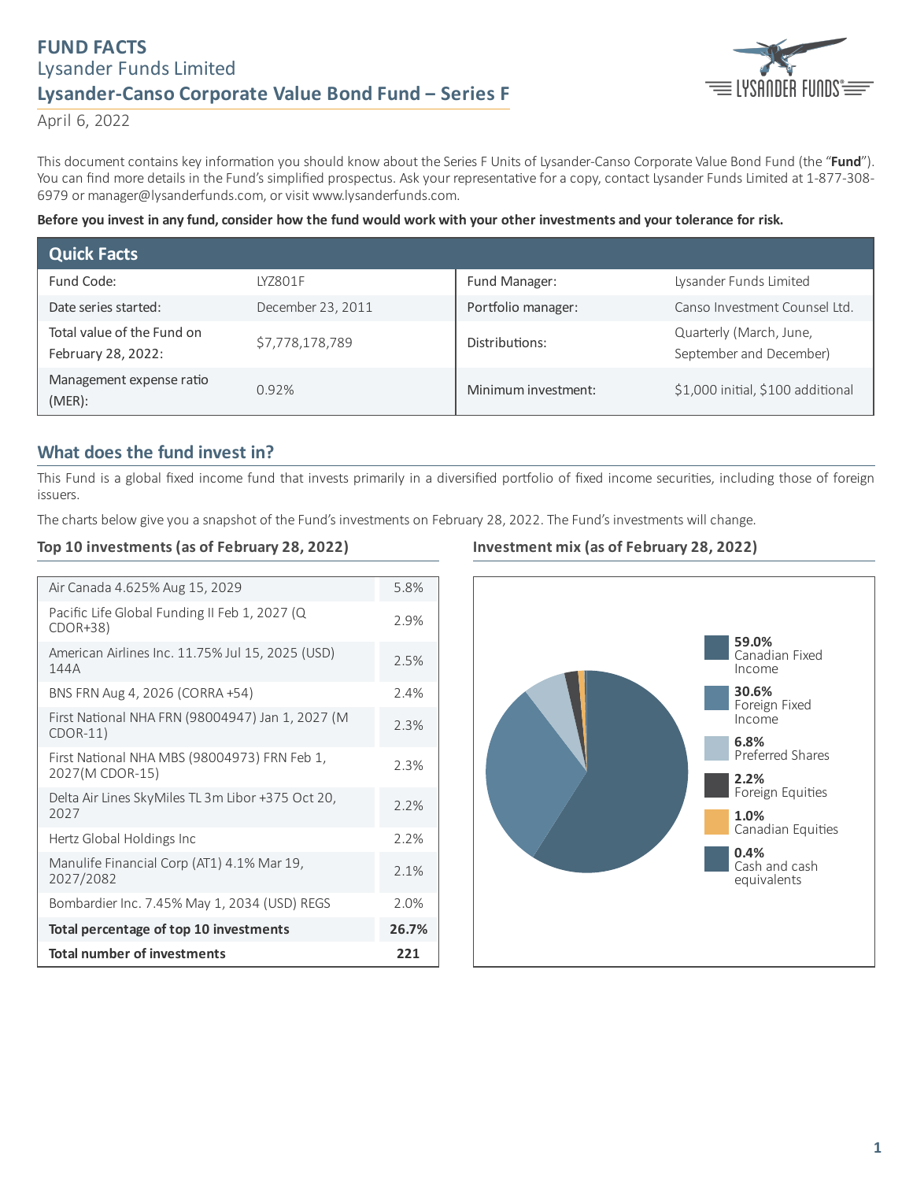# FUND FACTS

Lysander Funds Limited

## Lysander-Canso Corporate Value Bond Fund – Series F

April 6, 2022

This document contains key information you should know about the Series F Units of Lysander-Canso Corporate Value Bond Fund (the "**Fund**"). You can find more details in the Fund's simplified prospectus. Ask your representative for a copy, contact Lysander Funds Limited at 1-877-308-6979 or manager@lysanderfunds.com, or visit www.lysanderfunds.com.

**Before you invest in any fund, consider how the fund would work with your other investments and your tolerance for risk.**

## Quick Facts

| | | | |
|---|---|---|---|
| Fund Code: | LYZ801F | Fund Manager: | Lysander Funds Limited |
| Date series started: | December 23, 2011 | Portfolio manager: | Canso Investment Counsel Ltd. |
| Total value of the Fund on February 28, 2022: | $7,778,178,789 | Distributions: | Quarterly (March, June, September and December) |
| Management expense ratio (MER): | 0.92% | Minimum investment: | $1,000 initial, $100 additional |

## What does the fund invest in?

This Fund is a global fixed income fund that invests primarily in a diversified portfolio of fixed income securities, including those of foreign issuers.

The charts below give you a snapshot of the Fund's investments on February 28, 2022. The Fund's investments will change.

### Top 10 investments (as of February 28, 2022)

| Investment | % |
|---|---|
| Air Canada 4.625% Aug 15, 2029 | 5.8% |
| Pacific Life Global Funding II Feb 1, 2027 (Q CDOR+38) | 2.9% |
| American Airlines Inc. 11.75% Jul 15, 2025 (USD) 144A | 2.5% |
| BNS FRN Aug 4, 2026 (CORRA +54) | 2.4% |
| First National NHA FRN (98004947) Jan 1, 2027 (M CDOR-11) | 2.3% |
| First National NHA MBS (98004973) FRN Feb 1, 2027(M CDOR-15) | 2.3% |
| Delta Air Lines SkyMiles TL 3m Libor +375 Oct 20, 2027 | 2.2% |
| Hertz Global Holdings Inc | 2.2% |
| Manulife Financial Corp (AT1) 4.1% Mar 19, 2027/2082 | 2.1% |
| Bombardier Inc. 7.45% May 1, 2034 (USD) REGS | 2.0% |
| **Total percentage of top 10 investments** | **26.7%** |
| **Total number of investments** | **221** |

### Investment mix (as of February 28, 2022)

| Investment mix | % |
|---|---|
| Canadian Fixed Income | 59.0% |
| Foreign Fixed Income | 30.6% |
| Preferred Shares | 6.8% |
| Foreign Equities | 2.2% |
| Canadian Equities | 1.0% |
| Cash and cash equivalents | 0.4% |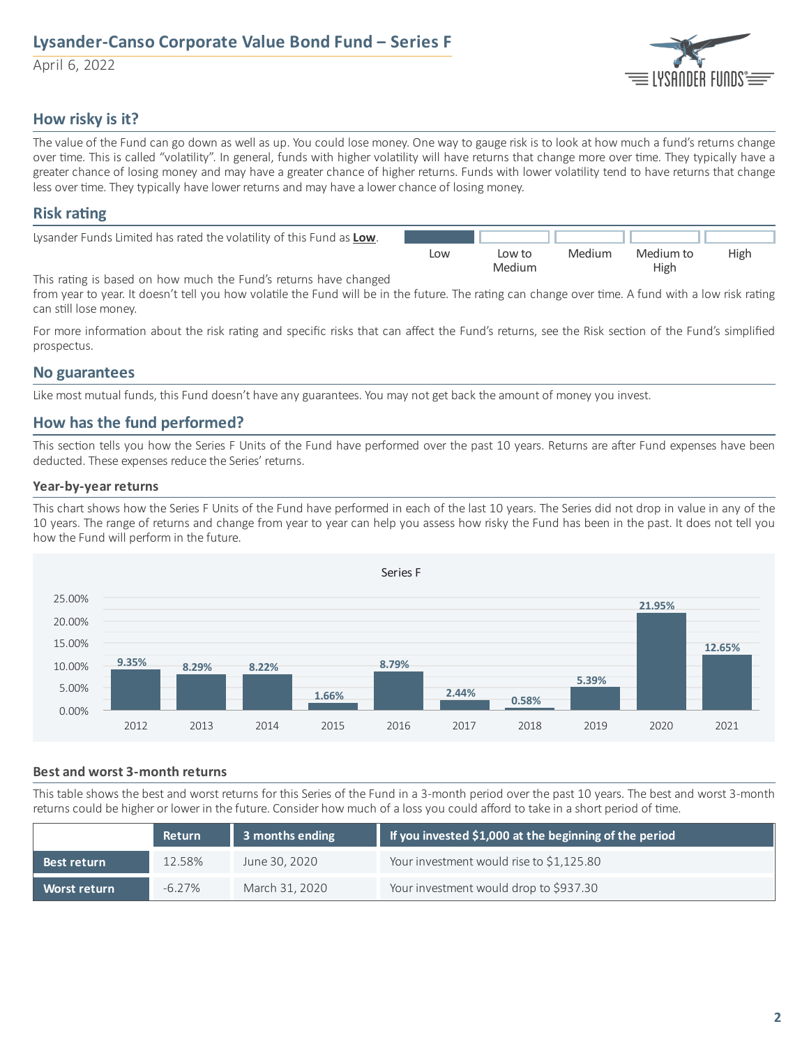## How risky is it?

The value of the Fund can go down as well as up. You could lose money. One way to gauge risk is to look at how much a fund's returns change over time. This is called "volatility". In general, funds with higher volatility will have returns that change more over time. They typically have a greater chance of losing money and may have a greater chance of higher returns. Funds with lower volatility tend to have returns that change less over time. They typically have lower returns and may have a lower chance of losing money.

## Risk rating

Lysander Funds Limited has rated the volatility of this Fund as **Low**.

| Low | Low to Medium | Medium | Medium to High | High |
|---|---|---|---|---|
| ■ | | | | |

This rating is based on how much the Fund's returns have changed from year to year. It doesn't tell you how volatile the Fund will be in the future. The rating can change over time. A fund with a low risk rating can still lose money.

For more information about the risk rating and specific risks that can affect the Fund's returns, see the Risk section of the Fund's simplified prospectus.

## No guarantees

Like most mutual funds, this Fund doesn't have any guarantees. You may not get back the amount of money you invest.

## How has the fund performed?

This section tells you how the Series F Units of the Fund have performed over the past 10 years. Returns are after Fund expenses have been deducted. These expenses reduce the Series' returns.

### Year-by-year returns

This chart shows how the Series F Units of the Fund have performed in each of the last 10 years. The Series did not drop in value in any of the 10 years. The range of returns and change from year to year can help you assess how risky the Fund has been in the past. It does not tell you how the Fund will perform in the future.

Series F

| Year | Return |
|---|---|
| 2012 | 9.35% |
| 2013 | 8.29% |
| 2014 | 8.22% |
| 2015 | 1.66% |
| 2016 | 8.79% |
| 2017 | 2.44% |
| 2018 | 0.58% |
| 2019 | 5.39% |
| 2020 | 21.95% |
| 2021 | 12.65% |

### Best and worst 3-month returns

This table shows the best and worst returns for this Series of the Fund in a 3-month period over the past 10 years. The best and worst 3-month returns could be higher or lower in the future. Consider how much of a loss you could afford to take in a short period of time.

| | Return | 3 months ending | If you invested $1,000 at the beginning of the period |
|---|---|---|---|
| **Best return** | 12.58% | June 30, 2020 | Your investment would rise to $1,125.80 |
| **Worst return** | -6.27% | March 31, 2020 | Your investment would drop to $937.30 |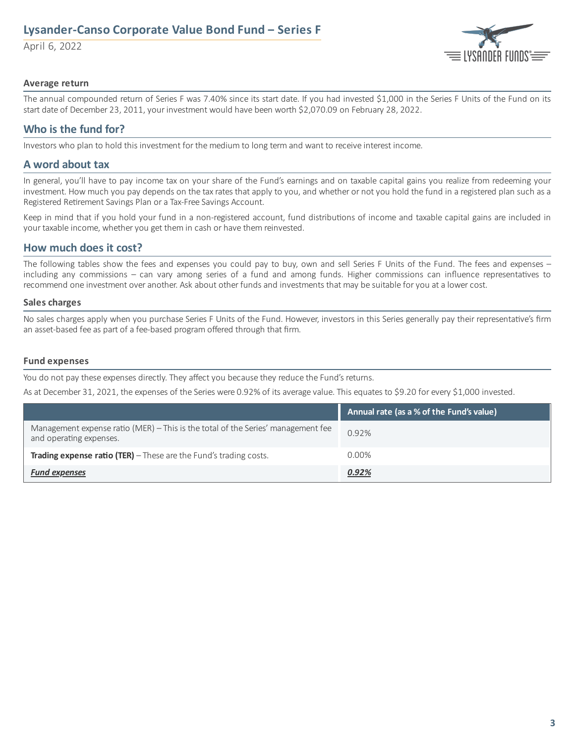### Average return

The annual compounded return of Series F was 7.40% since its start date. If you had invested $1,000 in the Series F Units of the Fund on its start date of December 23, 2011, your investment would have been worth $2,070.09 on February 28, 2022.

## Who is the fund for?

Investors who plan to hold this investment for the medium to long term and want to receive interest income.

## A word about tax

In general, you'll have to pay income tax on your share of the Fund's earnings and on taxable capital gains you realize from redeeming your investment. How much you pay depends on the tax rates that apply to you, and whether or not you hold the fund in a registered plan such as a Registered Retirement Savings Plan or a Tax-Free Savings Account.

Keep in mind that if you hold your fund in a non-registered account, fund distributions of income and taxable capital gains are included in your taxable income, whether you get them in cash or have them reinvested.

## How much does it cost?

The following tables show the fees and expenses you could pay to buy, own and sell Series F Units of the Fund. The fees and expenses – including any commissions – can vary among series of a fund and among funds. Higher commissions can influence representatives to recommend one investment over another. Ask about other funds and investments that may be suitable for you at a lower cost.

### Sales charges

No sales charges apply when you purchase Series F Units of the Fund. However, investors in this Series generally pay their representative's firm an asset-based fee as part of a fee-based program offered through that firm.

### Fund expenses

You do not pay these expenses directly. They affect you because they reduce the Fund's returns.

As at December 31, 2021, the expenses of the Series were 0.92% of its average value. This equates to $9.20 for every $1,000 invested.

| | Annual rate (as a % of the Fund's value) |
|---|---|
| Management expense ratio (MER) – This is the total of the Series' management fee and operating expenses. | 0.92% |
| **Trading expense ratio (TER)** – These are the Fund's trading costs. | 0.00% |
| ***Fund expenses*** | ***0.92%*** |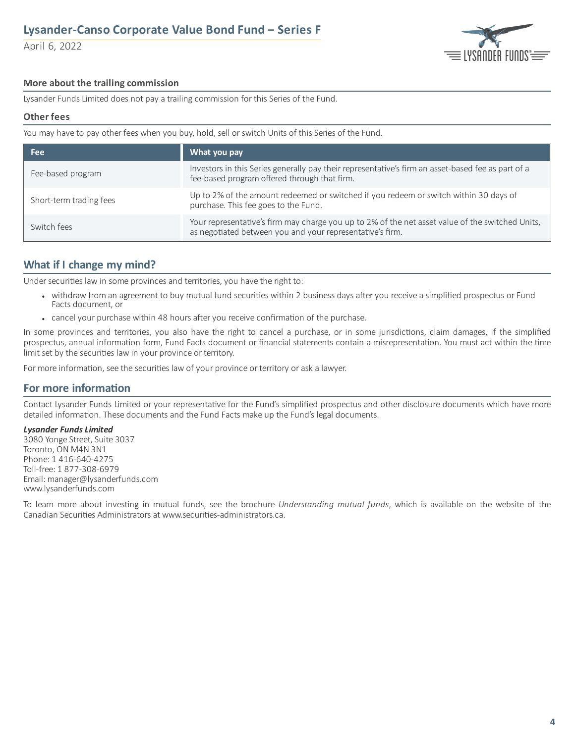### More about the trailing commission

Lysander Funds Limited does not pay a trailing commission for this Series of the Fund.

### Other fees

You may have to pay other fees when you buy, hold, sell or switch Units of this Series of the Fund.

| Fee | What you pay |
|---|---|
| Fee-based program | Investors in this Series generally pay their representative's firm an asset-based fee as part of a fee-based program offered through that firm. |
| Short-term trading fees | Up to 2% of the amount redeemed or switched if you redeem or switch within 30 days of purchase. This fee goes to the Fund. |
| Switch fees | Your representative's firm may charge you up to 2% of the net asset value of the switched Units, as negotiated between you and your representative's firm. |

## What if I change my mind?

Under securities law in some provinces and territories, you have the right to:

- withdraw from an agreement to buy mutual fund securities within 2 business days after you receive a simplified prospectus or Fund Facts document, or
- cancel your purchase within 48 hours after you receive confirmation of the purchase.

In some provinces and territories, you also have the right to cancel a purchase, or in some jurisdictions, claim damages, if the simplified prospectus, annual information form, Fund Facts document or financial statements contain a misrepresentation. You must act within the time limit set by the securities law in your province or territory.

For more information, see the securities law of your province or territory or ask a lawyer.

## For more information

Contact Lysander Funds Limited or your representative for the Fund's simplified prospectus and other disclosure documents which have more detailed information. These documents and the Fund Facts make up the Fund's legal documents.

***Lysander Funds Limited***
3080 Yonge Street, Suite 3037
Toronto, ON M4N 3N1
Phone: 1 416-640-4275
Toll-free: 1 877-308-6979
Email: manager@lysanderfunds.com
www.lysanderfunds.com

To learn more about investing in mutual funds, see the brochure *Understanding mutual funds*, which is available on the website of the Canadian Securities Administrators at www.securities-administrators.ca.